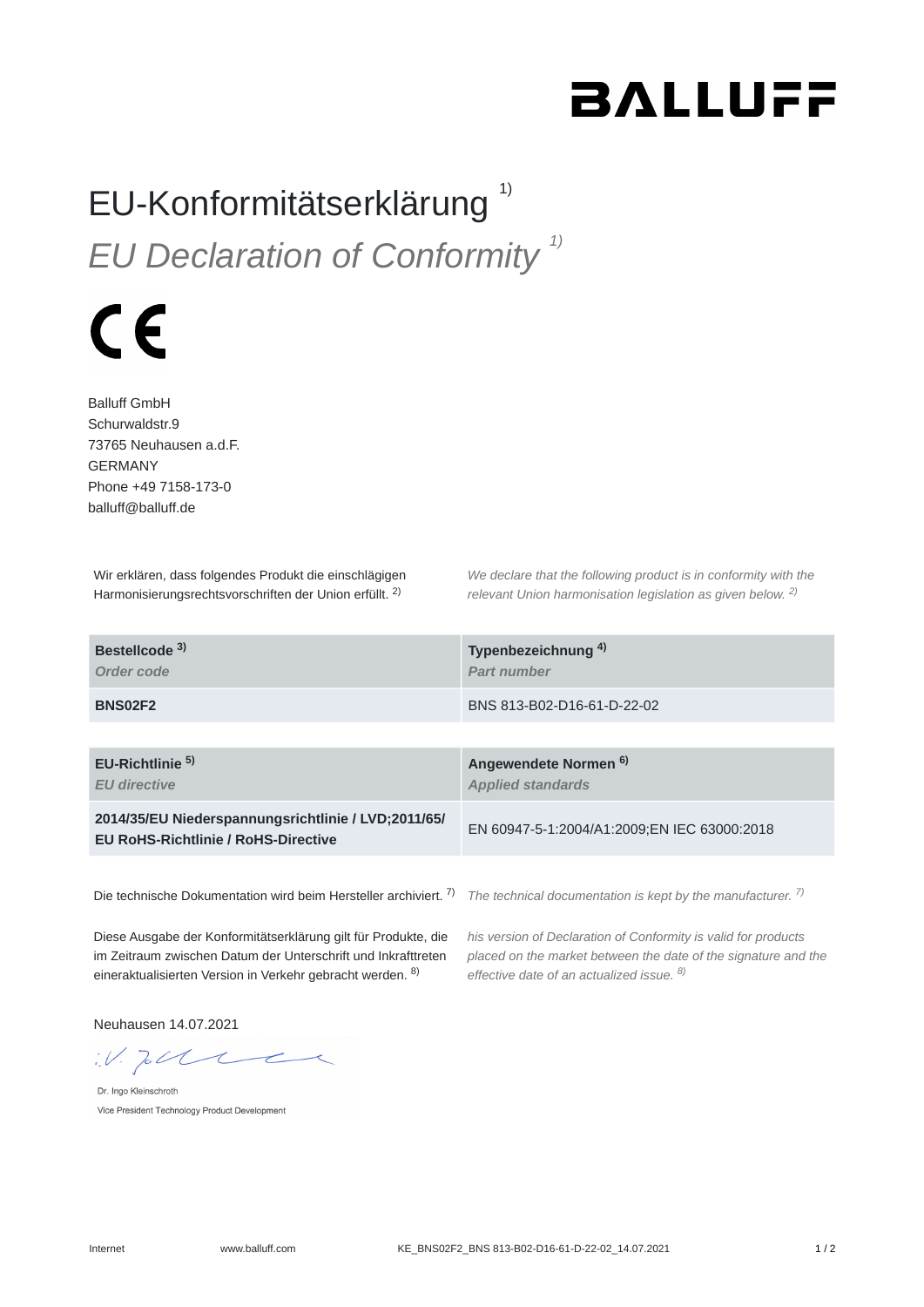BALLUFF

# EU-Konformitätserklärung [1)]

# *EU Declaration of Conformity [1)]*

CE

Balluff GmbH
Schurwaldstr.9
73765 Neuhausen a.d.F.
GERMANY
Phone +49 7158-173-0
balluff@balluff.de

Wir erklären, dass folgendes Produkt die einschlägigen Harmonisierungsrechtsvorschriften der Union erfüllt. [2)]

*We declare that the following product is in conformity with the relevant Union harmonisation legislation as given below. [2)]*

| **Bestellcode [3)]** *Order code* | **Typenbezeichnung [4)]** *Part number* |
|---|---|
| **BNS02F2** | BNS 813-B02-D16-61-D-22-02 |

| **EU-Richtlinie [5)]** *EU directive* | **Angewendete Normen [6)]** *Applied standards* |
|---|---|
| **2014/35/EU Niederspannungsrichtlinie / LVD;2011/65/EU RoHS-Richtlinie / RoHS-Directive** | EN 60947-5-1:2004/A1:2009;EN IEC 63000:2018 |

Die technische Dokumentation wird beim Hersteller archiviert. [7)]

*The technical documentation is kept by the manufacturer. [7)]*

Diese Ausgabe der Konformitätserklärung gilt für Produkte, die im Zeitraum zwischen Datum der Unterschrift und Inkrafttreten eineraktualisierten Version in Verkehr gebracht werden. [8)]

*his version of Declaration of Conformity is valid for products placed on the market between the date of the signature and the effective date of an actualized issue. [8)]*

Neuhausen 14.07.2021

i.V.

Dr. Ingo Kleinschroth
Vice President Technology Product Development

Internet www.balluff.com KE_BNS02F2_BNS 813-B02-D16-61-D-22-02_14.07.2021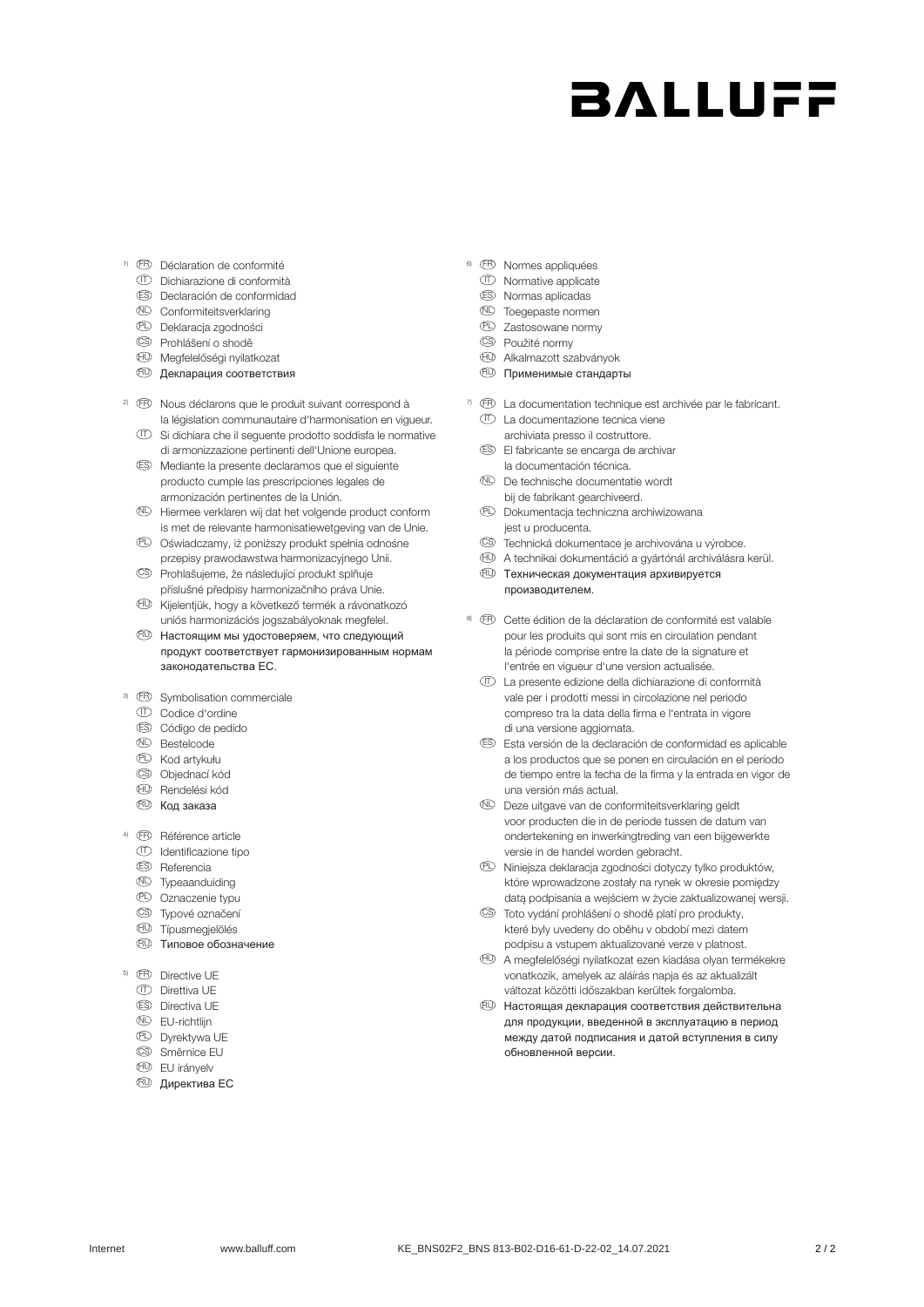# BALLUFF

1) (FR) Déclaration de conformité
(IT) Dichiarazione di conformità
(ES) Declaración de conformidad
(NL) Conformiteitsverklaring
(PL) Deklaracja zgodności
(CS) Prohlášení o shodě
(HU) Megfelelőségi nyilatkozat
(RU) Декларация соответствия

2) (FR) Nous déclarons que le produit suivant correspond à la législation communautaire d'harmonisation en vigueur.
(IT) Si dichiara che il seguente prodotto soddisfa le normative di armonizzazione pertinenti dell'Unione europea.
(ES) Mediante la presente declaramos que el siguiente producto cumple las prescripciones legales de armonización pertinentes de la Unión.
(NL) Hiermee verklaren wij dat het volgende product conform is met de relevante harmonisatiewetgeving van de Unie.
(PL) Oświadczamy, iż poniższy produkt spełnia odnośne przepisy prawodawstwa harmonizacyjnego Unii.
(CS) Prohlašujeme, že následující produkt splňuje příslušné předpisy harmonizačního práva Unie.
(HU) Kijelentjük, hogy a következő termék a rávonatkozó uniós harmonizációs jogszabályoknak megfelel.
(RU) Настоящим мы удостоверяем, что следующий продукт соответствует гармонизированным нормам законодательства ЕС.

3) (FR) Symbolisation commerciale
(IT) Codice d'ordine
(ES) Código de pedido
(NL) Bestelcode
(PL) Kod artykułu
(CS) Objednací kód
(HU) Rendelési kód
(RU) Код заказа

4) (FR) Référence article
(IT) Identificazione tipo
(ES) Referencia
(NL) Typeaanduiding
(PL) Oznaczenie typu
(CS) Typové označení
(HU) Típusmegjelölés
(RU) Типовое обозначение

5) (FR) Directive UE
(IT) Direttiva UE
(ES) Directiva UE
(NL) EU-richtlijn
(PL) Dyrektywa UE
(CS) Směrnice EU
(HU) EU irányelv
(RU) Директива ЕС

6) (FR) Normes appliquées
(IT) Normative applicate
(ES) Normas aplicadas
(NL) Toegepaste normen
(PL) Zastosowane normy
(CS) Použité normy
(HU) Alkalmazott szabványok
(RU) Применимые стандарты

7) (FR) La documentation technique est archivée par le fabricant.
(IT) La documentazione tecnica viene archiviata presso il costruttore.
(ES) El fabricante se encarga de archivar la documentación técnica.
(NL) De technische documentatie wordt bij de fabrikant gearchiveerd.
(PL) Dokumentacja techniczna archiwizowana jest u producenta.
(CS) Technická dokumentace je archivována u výrobce.
(HU) A technikai dokumentáció a gyártónál archiválásra kerül.
(RU) Техническая документация архивируется производителем.

8) (FR) Cette édition de la déclaration de conformité est valable pour les produits qui sont mis en circulation pendant la période comprise entre la date de la signature et l'entrée en vigueur d'une version actualisée.
(IT) La presente edizione della dichiarazione di conformità vale per i prodotti messi in circolazione nel periodo compreso tra la data della firma e l'entrata in vigore di una versione aggiornata.
(ES) Esta versión de la declaración de conformidad es aplicable a los productos que se ponen en circulación en el período de tiempo entre la fecha de la firma y la entrada en vigor de una versión más actual.
(NL) Deze uitgave van de conformiteitsverklaring geldt voor producten die in de periode tussen de datum van ondertekening en inwerkingtreding van een bijgewerkte versie in de handel worden gebracht.
(PL) Niniejsza deklaracja zgodności dotyczy tylko produktów, które wprowadzone zostały na rynek w okresie pomiędzy datą podpisania a wejściem w życie zaktualizowanej wersji.
(CS) Toto vydání prohlášení o shodě platí pro produkty, které byly uvedeny do oběhu v období mezi datem podpisu a vstupem aktualizované verze v platnost.
(HU) A megfelelőségi nyilatkozat ezen kiadása olyan termékekre vonatkozik, amelyek az aláírás napja és az aktualizált változat közötti időszakban kerültek forgalomba.
(RU) Настоящая декларация соответствия действительна для продукции, введенной в эксплуатацию в период между датой подписания и датой вступления в силу обновленной версии.

Internet www.balluff.com KE_BNS02F2_BNS 813-B02-D16-61-D-22-02_14.07.2021